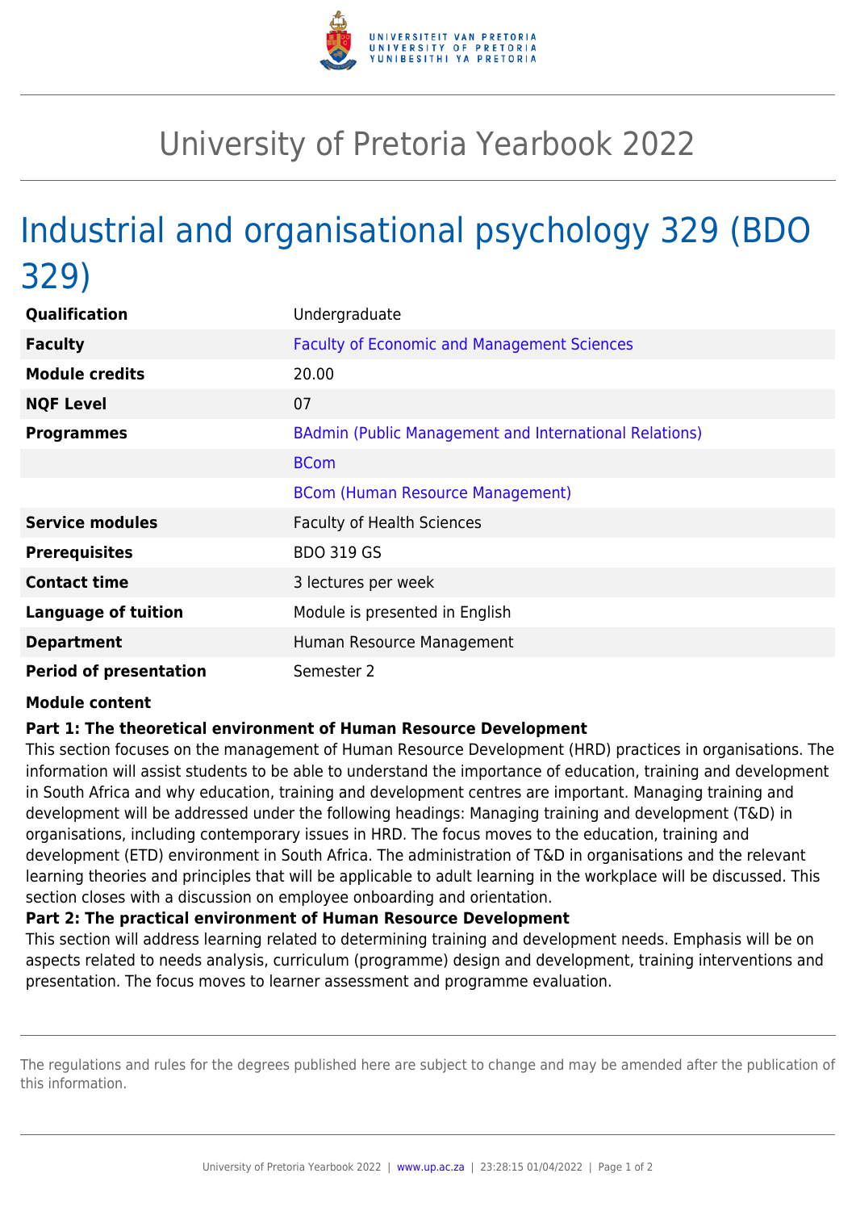# University of Pretoria Yearbook 2022

## Industrial and organisational psychology 329 (BDO 329)

| | |
|---|---|
| **Qualification** | Undergraduate |
| **Faculty** | Faculty of Economic and Management Sciences |
| **Module credits** | 20.00 |
| **NQF Level** | 07 |
| **Programmes** | BAdmin (Public Management and International Relations) |
| | BCom |
| | BCom (Human Resource Management) |
| **Service modules** | Faculty of Health Sciences |
| **Prerequisites** | BDO 319 GS |
| **Contact time** | 3 lectures per week |
| **Language of tuition** | Module is presented in English |
| **Department** | Human Resource Management |
| **Period of presentation** | Semester 2 |

**Module content**

**Part 1: The theoretical environment of Human Resource Development**

This section focuses on the management of Human Resource Development (HRD) practices in organisations. The information will assist students to be able to understand the importance of education, training and development in South Africa and why education, training and development centres are important. Managing training and development will be addressed under the following headings: Managing training and development (T&D) in organisations, including contemporary issues in HRD. The focus moves to the education, training and development (ETD) environment in South Africa. The administration of T&D in organisations and the relevant learning theories and principles that will be applicable to adult learning in the workplace will be discussed. This section closes with a discussion on employee onboarding and orientation.

**Part 2: The practical environment of Human Resource Development**

This section will address learning related to determining training and development needs. Emphasis will be on aspects related to needs analysis, curriculum (programme) design and development, training interventions and presentation. The focus moves to learner assessment and programme evaluation.

The regulations and rules for the degrees published here are subject to change and may be amended after the publication of this information.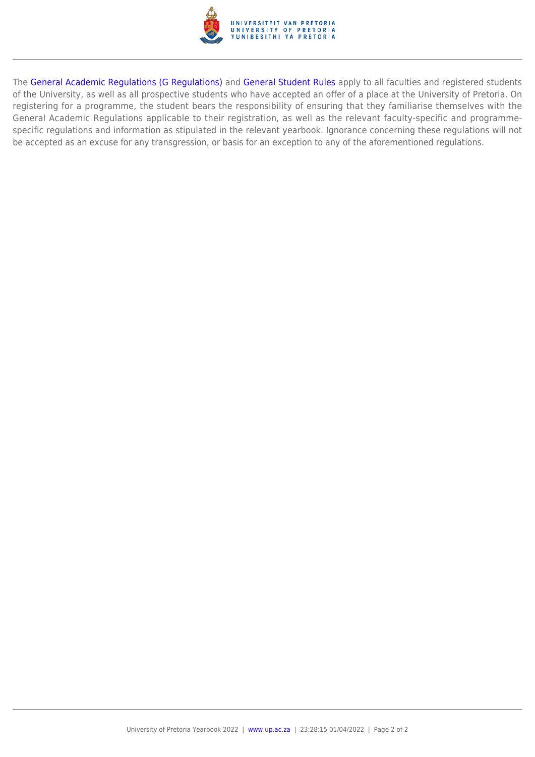The General Academic Regulations (G Regulations) and General Student Rules apply to all faculties and registered students of the University, as well as all prospective students who have accepted an offer of a place at the University of Pretoria. On registering for a programme, the student bears the responsibility of ensuring that they familiarise themselves with the General Academic Regulations applicable to their registration, as well as the relevant faculty-specific and programme-specific regulations and information as stipulated in the relevant yearbook. Ignorance concerning these regulations will not be accepted as an excuse for any transgression, or basis for an exception to any of the aforementioned regulations.